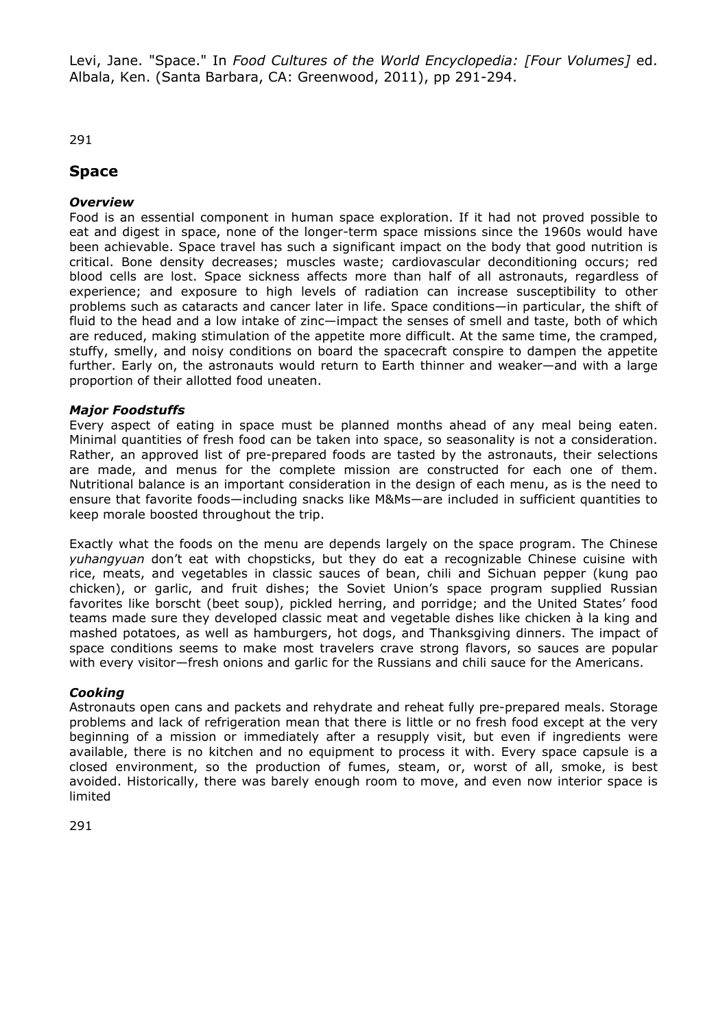Levi, Jane. "Space." In *Food Cultures of the World Encyclopedia: [Four Volumes]* ed. Albala, Ken. (Santa Barbara, CA: Greenwood, 2011), pp 291-294.

# Space

### *Overview*

Food is an essential component in human space exploration. If it had not proved possible to eat and digest in space, none of the longer-term space missions since the 1960s would have been achievable. Space travel has such a significant impact on the body that good nutrition is critical. Bone density decreases; muscles waste; cardiovascular deconditioning occurs; red blood cells are lost. Space sickness affects more than half of all astronauts, regardless of experience; and exposure to high levels of radiation can increase susceptibility to other problems such as cataracts and cancer later in life. Space conditions—in particular, the shift of fluid to the head and a low intake of zinc—impact the senses of smell and taste, both of which are reduced, making stimulation of the appetite more difficult. At the same time, the cramped, stuffy, smelly, and noisy conditions on board the spacecraft conspire to dampen the appetite further. Early on, the astronauts would return to Earth thinner and weaker—and with a large proportion of their allotted food uneaten.

### *Major Foodstuffs*

Every aspect of eating in space must be planned months ahead of any meal being eaten. Minimal quantities of fresh food can be taken into space, so seasonality is not a consideration. Rather, an approved list of pre-prepared foods are tasted by the astronauts, their selections are made, and menus for the complete mission are constructed for each one of them. Nutritional balance is an important consideration in the design of each menu, as is the need to ensure that favorite foods—including snacks like M&Ms—are included in sufficient quantities to keep morale boosted throughout the trip.

Exactly what the foods on the menu are depends largely on the space program. The Chinese *yuhangyuan* don't eat with chopsticks, but they do eat a recognizable Chinese cuisine with rice, meats, and vegetables in classic sauces of bean, chili and Sichuan pepper (kung pao chicken), or garlic, and fruit dishes; the Soviet Union's space program supplied Russian favorites like borscht (beet soup), pickled herring, and porridge; and the United States' food teams made sure they developed classic meat and vegetable dishes like chicken à la king and mashed potatoes, as well as hamburgers, hot dogs, and Thanksgiving dinners. The impact of space conditions seems to make most travelers crave strong flavors, so sauces are popular with every visitor—fresh onions and garlic for the Russians and chili sauce for the Americans.

### *Cooking*

Astronauts open cans and packets and rehydrate and reheat fully pre-prepared meals. Storage problems and lack of refrigeration mean that there is little or no fresh food except at the very beginning of a mission or immediately after a resupply visit, but even if ingredients were available, there is no kitchen and no equipment to process it with. Every space capsule is a closed environment, so the production of fumes, steam, or, worst of all, smoke, is best avoided. Historically, there was barely enough room to move, and even now interior space is limited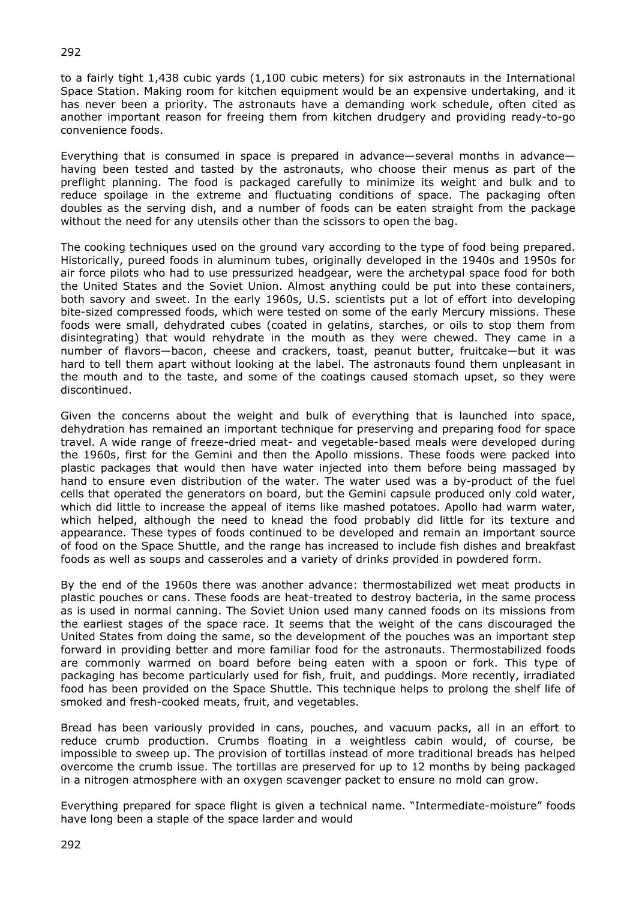to a fairly tight 1,438 cubic yards (1,100 cubic meters) for six astronauts in the International Space Station. Making room for kitchen equipment would be an expensive undertaking, and it has never been a priority. The astronauts have a demanding work schedule, often cited as another important reason for freeing them from kitchen drudgery and providing ready-to-go convenience foods.

Everything that is consumed in space is prepared in advance—several months in advance—having been tested and tasted by the astronauts, who choose their menus as part of the preflight planning. The food is packaged carefully to minimize its weight and bulk and to reduce spoilage in the extreme and fluctuating conditions of space. The packaging often doubles as the serving dish, and a number of foods can be eaten straight from the package without the need for any utensils other than the scissors to open the bag.

The cooking techniques used on the ground vary according to the type of food being prepared. Historically, pureed foods in aluminum tubes, originally developed in the 1940s and 1950s for air force pilots who had to use pressurized headgear, were the archetypal space food for both the United States and the Soviet Union. Almost anything could be put into these containers, both savory and sweet. In the early 1960s, U.S. scientists put a lot of effort into developing bite-sized compressed foods, which were tested on some of the early Mercury missions. These foods were small, dehydrated cubes (coated in gelatins, starches, or oils to stop them from disintegrating) that would rehydrate in the mouth as they were chewed. They came in a number of flavors—bacon, cheese and crackers, toast, peanut butter, fruitcake—but it was hard to tell them apart without looking at the label. The astronauts found them unpleasant in the mouth and to the taste, and some of the coatings caused stomach upset, so they were discontinued.

Given the concerns about the weight and bulk of everything that is launched into space, dehydration has remained an important technique for preserving and preparing food for space travel. A wide range of freeze-dried meat- and vegetable-based meals were developed during the 1960s, first for the Gemini and then the Apollo missions. These foods were packed into plastic packages that would then have water injected into them before being massaged by hand to ensure even distribution of the water. The water used was a by-product of the fuel cells that operated the generators on board, but the Gemini capsule produced only cold water, which did little to increase the appeal of items like mashed potatoes. Apollo had warm water, which helped, although the need to knead the food probably did little for its texture and appearance. These types of foods continued to be developed and remain an important source of food on the Space Shuttle, and the range has increased to include fish dishes and breakfast foods as well as soups and casseroles and a variety of drinks provided in powdered form.

By the end of the 1960s there was another advance: thermostabilized wet meat products in plastic pouches or cans. These foods are heat-treated to destroy bacteria, in the same process as is used in normal canning. The Soviet Union used many canned foods on its missions from the earliest stages of the space race. It seems that the weight of the cans discouraged the United States from doing the same, so the development of the pouches was an important step forward in providing better and more familiar food for the astronauts. Thermostabilized foods are commonly warmed on board before being eaten with a spoon or fork. This type of packaging has become particularly used for fish, fruit, and puddings. More recently, irradiated food has been provided on the Space Shuttle. This technique helps to prolong the shelf life of smoked and fresh-cooked meats, fruit, and vegetables.

Bread has been variously provided in cans, pouches, and vacuum packs, all in an effort to reduce crumb production. Crumbs floating in a weightless cabin would, of course, be impossible to sweep up. The provision of tortillas instead of more traditional breads has helped overcome the crumb issue. The tortillas are preserved for up to 12 months by being packaged in a nitrogen atmosphere with an oxygen scavenger packet to ensure no mold can grow.

Everything prepared for space flight is given a technical name. "Intermediate-moisture" foods have long been a staple of the space larder and would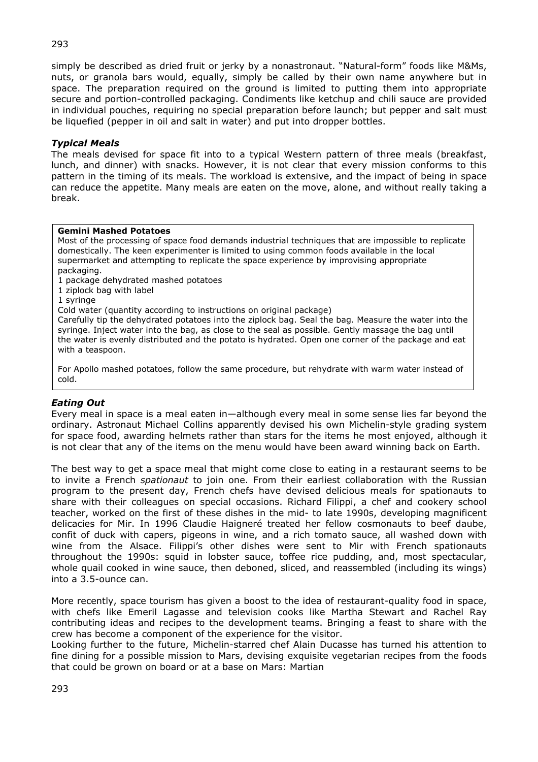simply be described as dried fruit or jerky by a nonastronaut. “Natural-form” foods like M&Ms, nuts, or granola bars would, equally, simply be called by their own name anywhere but in space. The preparation required on the ground is limited to putting them into appropriate secure and portion-controlled packaging. Condiments like ketchup and chili sauce are provided in individual pouches, requiring no special preparation before launch; but pepper and salt must be liquefied (pepper in oil and salt in water) and put into dropper bottles.

### *Typical Meals*

The meals devised for space fit into to a typical Western pattern of three meals (breakfast, lunch, and dinner) with snacks. However, it is not clear that every mission conforms to this pattern in the timing of its meals. The workload is extensive, and the impact of being in space can reduce the appetite. Many meals are eaten on the move, alone, and without really taking a break.

> **Gemini Mashed Potatoes**
>
> Most of the processing of space food demands industrial techniques that are impossible to replicate domestically. The keen experimenter is limited to using common foods available in the local supermarket and attempting to replicate the space experience by improvising appropriate packaging.
>
> 1 package dehydrated mashed potatoes
> 1 ziplock bag with label
> 1 syringe
> Cold water (quantity according to instructions on original package)
>
> Carefully tip the dehydrated potatoes into the ziplock bag. Seal the bag. Measure the water into the syringe. Inject water into the bag, as close to the seal as possible. Gently massage the bag until the water is evenly distributed and the potato is hydrated. Open one corner of the package and eat with a teaspoon.
>
> For Apollo mashed potatoes, follow the same procedure, but rehydrate with warm water instead of cold.

### *Eating Out*

Every meal in space is a meal eaten in—although every meal in some sense lies far beyond the ordinary. Astronaut Michael Collins apparently devised his own Michelin-style grading system for space food, awarding helmets rather than stars for the items he most enjoyed, although it is not clear that any of the items on the menu would have been award winning back on Earth.

The best way to get a space meal that might come close to eating in a restaurant seems to be to invite a French *spationaut* to join one. From their earliest collaboration with the Russian program to the present day, French chefs have devised delicious meals for spationauts to share with their colleagues on special occasions. Richard Filippi, a chef and cookery school teacher, worked on the first of these dishes in the mid- to late 1990s, developing magnificent delicacies for Mir. In 1996 Claudie Haigneré treated her fellow cosmonauts to beef daube, confit of duck with capers, pigeons in wine, and a rich tomato sauce, all washed down with wine from the Alsace. Filippi’s other dishes were sent to Mir with French spationauts throughout the 1990s: squid in lobster sauce, toffee rice pudding, and, most spectacular, whole quail cooked in wine sauce, then deboned, sliced, and reassembled (including its wings) into a 3.5-ounce can.

More recently, space tourism has given a boost to the idea of restaurant-quality food in space, with chefs like Emeril Lagasse and television cooks like Martha Stewart and Rachel Ray contributing ideas and recipes to the development teams. Bringing a feast to share with the crew has become a component of the experience for the visitor.

Looking further to the future, Michelin-starred chef Alain Ducasse has turned his attention to fine dining for a possible mission to Mars, devising exquisite vegetarian recipes from the foods that could be grown on board or at a base on Mars: Martian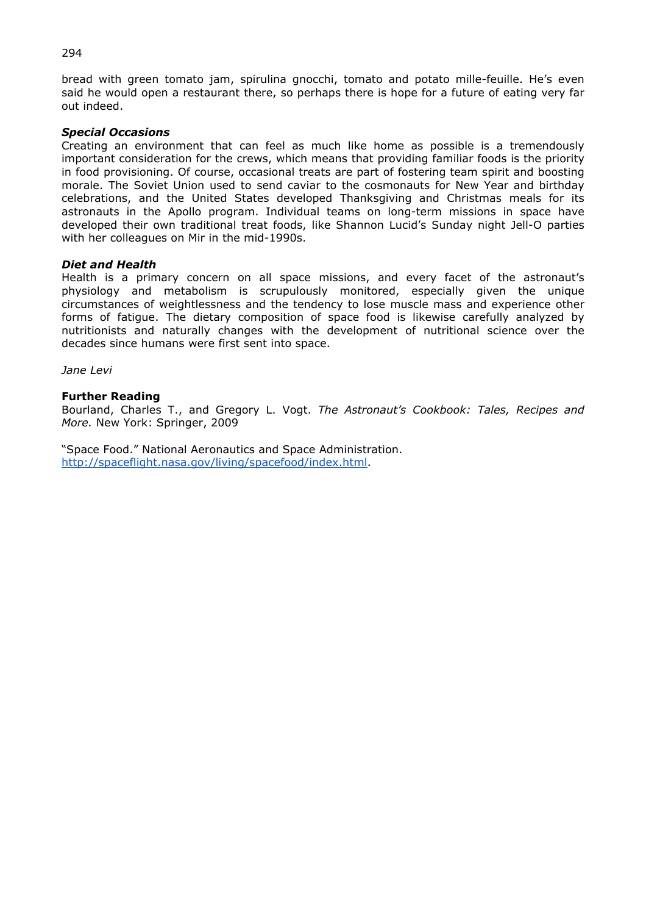bread with green tomato jam, spirulina gnocchi, tomato and potato mille-feuille. He's even said he would open a restaurant there, so perhaps there is hope for a future of eating very far out indeed.

### *Special Occasions*

Creating an environment that can feel as much like home as possible is a tremendously important consideration for the crews, which means that providing familiar foods is the priority in food provisioning. Of course, occasional treats are part of fostering team spirit and boosting morale. The Soviet Union used to send caviar to the cosmonauts for New Year and birthday celebrations, and the United States developed Thanksgiving and Christmas meals for its astronauts in the Apollo program. Individual teams on long-term missions in space have developed their own traditional treat foods, like Shannon Lucid's Sunday night Jell-O parties with her colleagues on Mir in the mid-1990s.

### *Diet and Health*

Health is a primary concern on all space missions, and every facet of the astronaut's physiology and metabolism is scrupulously monitored, especially given the unique circumstances of weightlessness and the tendency to lose muscle mass and experience other forms of fatigue. The dietary composition of space food is likewise carefully analyzed by nutritionists and naturally changes with the development of nutritional science over the decades since humans were first sent into space.

*Jane Levi*

### Further Reading

Bourland, Charles T., and Gregory L. Vogt. *The Astronaut's Cookbook: Tales, Recipes and More.* New York: Springer, 2009

"Space Food." National Aeronautics and Space Administration. http://spaceflight.nasa.gov/living/spacefood/index.html.